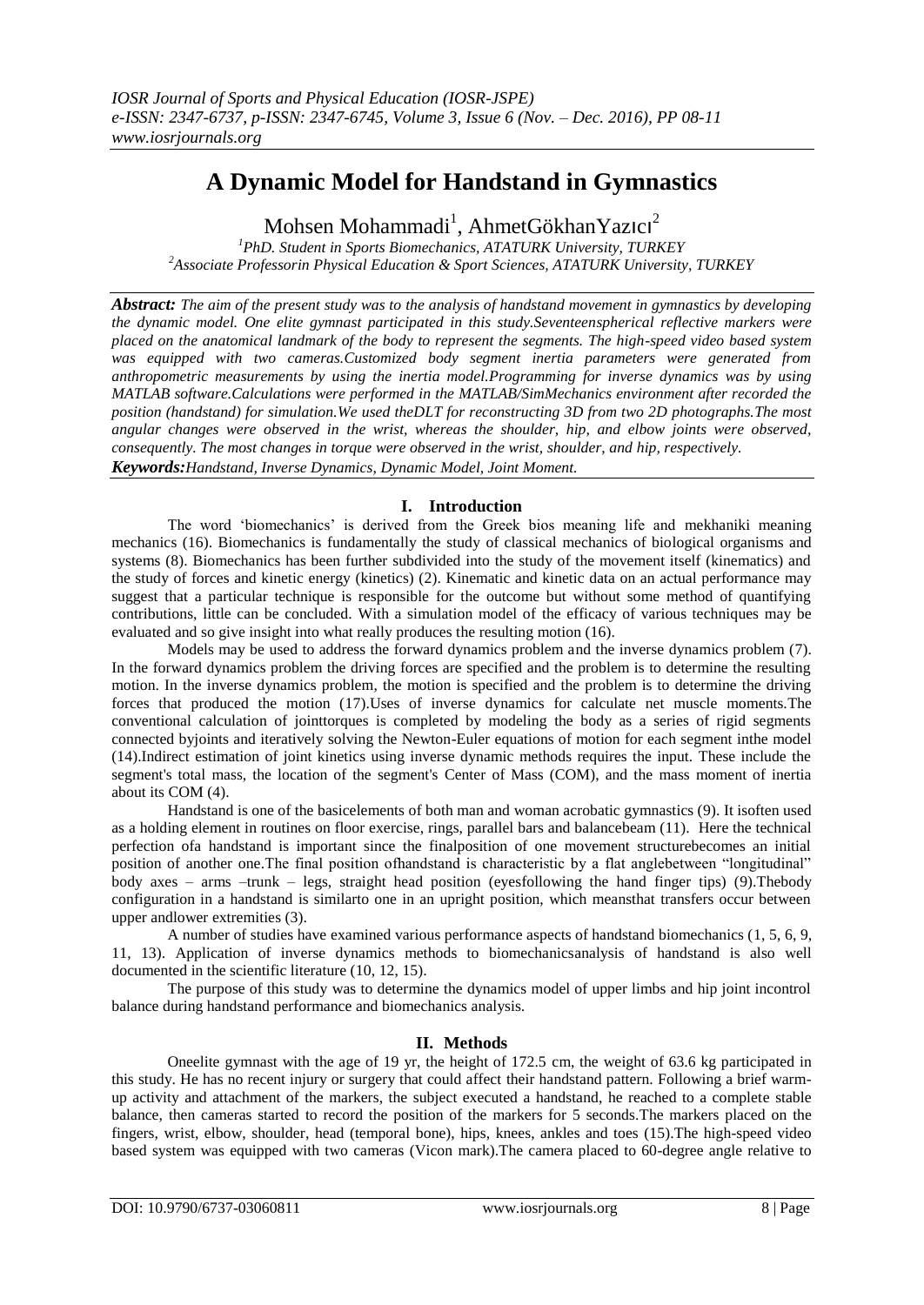# A Dynamic Model for Handstand in Gymnastics

Mohsen Mohammadi[1], AhmetGökhanYazıcı[2]

[1]PhD. Student in Sports Biomechanics, ATATURK University, TURKEY
[2]Associate Professorin Physical Education & Sport Sciences, ATATURK University, TURKEY

***Abstract:*** *The aim of the present study was to the analysis of handstand movement in gymnastics by developing the dynamic model. One elite gymnast participated in this study.Seventeenspherical reflective markers were placed on the anatomical landmark of the body to represent the segments. The high-speed video based system was equipped with two cameras.Customized body segment inertia parameters were generated from anthropometric measurements by using the inertia model.Programming for inverse dynamics was by using MATLAB software.Calculations were performed in the MATLAB/SimMechanics environment after recorded the position (handstand) for simulation.We used theDLT for reconstructing 3D from two 2D photographs.The most angular changes were observed in the wrist, whereas the shoulder, hip, and elbow joints were observed, consequently. The most changes in torque were observed in the wrist, shoulder, and hip, respectively.*

***Keywords:****Handstand, Inverse Dynamics, Dynamic Model, Joint Moment.*

## I. Introduction

The word 'biomechanics' is derived from the Greek bios meaning life and mekhaniki meaning mechanics (16). Biomechanics is fundamentally the study of classical mechanics of biological organisms and systems (8). Biomechanics has been further subdivided into the study of the movement itself (kinematics) and the study of forces and kinetic energy (kinetics) (2). Kinematic and kinetic data on an actual performance may suggest that a particular technique is responsible for the outcome but without some method of quantifying contributions, little can be concluded. With a simulation model of the efficacy of various techniques may be evaluated and so give insight into what really produces the resulting motion (16).

Models may be used to address the forward dynamics problem and the inverse dynamics problem (7). In the forward dynamics problem the driving forces are specified and the problem is to determine the resulting motion. In the inverse dynamics problem, the motion is specified and the problem is to determine the driving forces that produced the motion (17).Uses of inverse dynamics for calculate net muscle moments.The conventional calculation of jointtorques is completed by modeling the body as a series of rigid segments connected byjoints and iteratively solving the Newton-Euler equations of motion for each segment inthe model (14).Indirect estimation of joint kinetics using inverse dynamic methods requires the input. These include the segment's total mass, the location of the segment's Center of Mass (COM), and the mass moment of inertia about its COM (4).

Handstand is one of the basicelements of both man and woman acrobatic gymnastics (9). It isoften used as a holding element in routines on floor exercise, rings, parallel bars and balancebeam (11). Here the technical perfection ofa handstand is important since the finalposition of one movement structurebecomes an initial position of another one.The final position ofhandstand is characteristic by a flat anglebetween "longitudinal" body axes – arms –trunk – legs, straight head position (eyesfollowing the hand finger tips) (9).Thebody configuration in a handstand is similarto one in an upright position, which meansthat transfers occur between upper andlower extremities (3).

A number of studies have examined various performance aspects of handstand biomechanics (1, 5, 6, 9, 11, 13). Application of inverse dynamics methods to biomechanicsanalysis of handstand is also well documented in the scientific literature (10, 12, 15).

The purpose of this study was to determine the dynamics model of upper limbs and hip joint incontrol balance during handstand performance and biomechanics analysis.

## II. Methods

Oneelite gymnast with the age of 19 yr, the height of 172.5 cm, the weight of 63.6 kg participated in this study. He has no recent injury or surgery that could affect their handstand pattern. Following a brief warm-up activity and attachment of the markers, the subject executed a handstand, he reached to a complete stable balance, then cameras started to record the position of the markers for 5 seconds.The markers placed on the fingers, wrist, elbow, shoulder, head (temporal bone), hips, knees, ankles and toes (15).The high-speed video based system was equipped with two cameras (Vicon mark).The camera placed to 60-degree angle relative to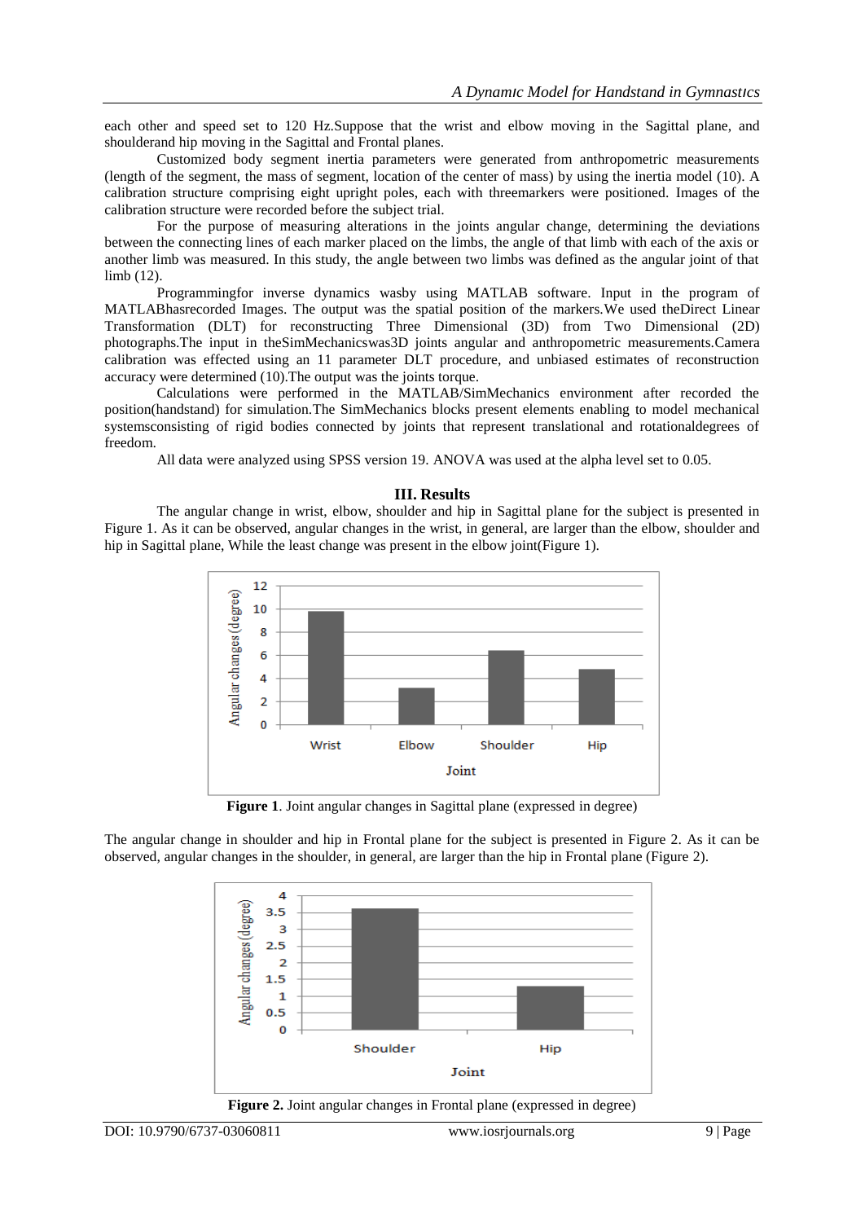each other and speed set to 120 Hz.Suppose that the wrist and elbow moving in the Sagittal plane, and shoulderand hip moving in the Sagittal and Frontal planes.

Customized body segment inertia parameters were generated from anthropometric measurements (length of the segment, the mass of segment, location of the center of mass) by using the inertia model (10). A calibration structure comprising eight upright poles, each with threemarkers were positioned. Images of the calibration structure were recorded before the subject trial.

For the purpose of measuring alterations in the joints angular change, determining the deviations between the connecting lines of each marker placed on the limbs, the angle of that limb with each of the axis or another limb was measured. In this study, the angle between two limbs was defined as the angular joint of that limb (12).

Programmingfor inverse dynamics wasby using MATLAB software. Input in the program of MATLABhasrecorded Images. The output was the spatial position of the markers.We used theDirect Linear Transformation (DLT) for reconstructing Three Dimensional (3D) from Two Dimensional (2D) photographs.The input in theSimMechanicswas3D joints angular and anthropometric measurements.Camera calibration was effected using an 11 parameter DLT procedure, and unbiased estimates of reconstruction accuracy were determined (10).The output was the joints torque.

Calculations were performed in the MATLAB/SimMechanics environment after recorded the position(handstand) for simulation.The SimMechanics blocks present elements enabling to model mechanical systemsconsisting of rigid bodies connected by joints that represent translational and rotationaldegrees of freedom.

All data were analyzed using SPSS version 19. ANOVA was used at the alpha level set to 0.05.

## III. Results

The angular change in wrist, elbow, shoulder and hip in Sagittal plane for the subject is presented in Figure 1. As it can be observed, angular changes in the wrist, in general, are larger than the elbow, shoulder and hip in Sagittal plane, While the least change was present in the elbow joint(Figure 1).

**Figure 1**. Joint angular changes in Sagittal plane (expressed in degree)

The angular change in shoulder and hip in Frontal plane for the subject is presented in Figure 2. As it can be observed, angular changes in the shoulder, in general, are larger than the hip in Frontal plane (Figure 2).

**Figure 2.** Joint angular changes in Frontal plane (expressed in degree)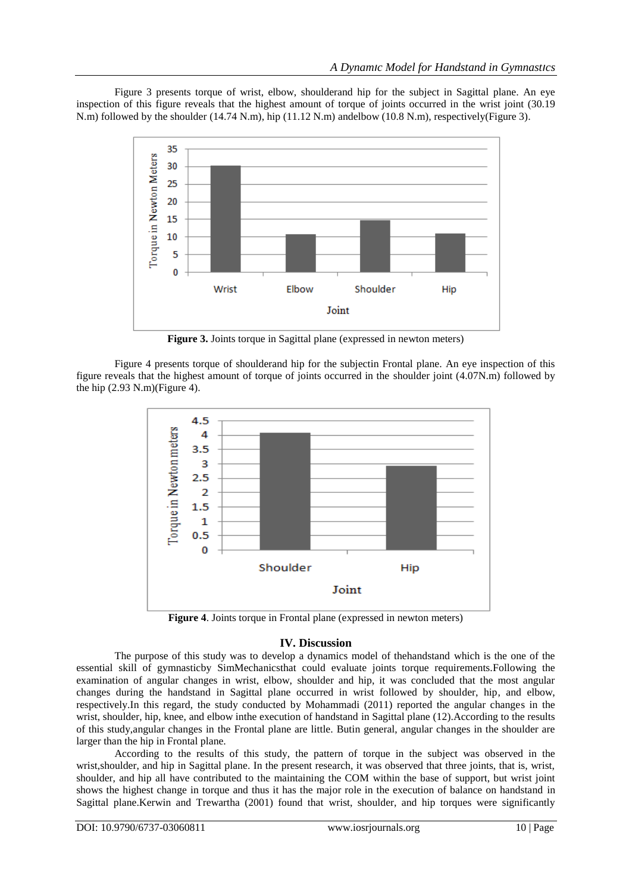Figure 3 presents torque of wrist, elbow, shoulderand hip for the subject in Sagittal plane. An eye inspection of this figure reveals that the highest amount of torque of joints occurred in the wrist joint (30.19 N.m) followed by the shoulder (14.74 N.m), hip (11.12 N.m) andelbow (10.8 N.m), respectively(Figure 3).

**Figure 3.** Joints torque in Sagittal plane (expressed in newton meters)

Figure 4 presents torque of shoulderand hip for the subjectin Frontal plane. An eye inspection of this figure reveals that the highest amount of torque of joints occurred in the shoulder joint (4.07N.m) followed by the hip (2.93 N.m)(Figure 4).

**Figure 4**. Joints torque in Frontal plane (expressed in newton meters)

## IV. Discussion

The purpose of this study was to develop a dynamics model of thehandstand which is the one of the essential skill of gymnasticby SimMechanicsthat could evaluate joints torque requirements.Following the examination of angular changes in wrist, elbow, shoulder and hip, it was concluded that the most angular changes during the handstand in Sagittal plane occurred in wrist followed by shoulder, hip, and elbow, respectively.In this regard, the study conducted by Mohammadi (2011) reported the angular changes in the wrist, shoulder, hip, knee, and elbow inthe execution of handstand in Sagittal plane (12).According to the results of this study,angular changes in the Frontal plane are little. Butin general, angular changes in the shoulder are larger than the hip in Frontal plane.

According to the results of this study, the pattern of torque in the subject was observed in the wrist,shoulder, and hip in Sagittal plane. In the present research, it was observed that three joints, that is, wrist, shoulder, and hip all have contributed to the maintaining the COM within the base of support, but wrist joint shows the highest change in torque and thus it has the major role in the execution of balance on handstand in Sagittal plane.Kerwin and Trewartha (2001) found that wrist, shoulder, and hip torques were significantly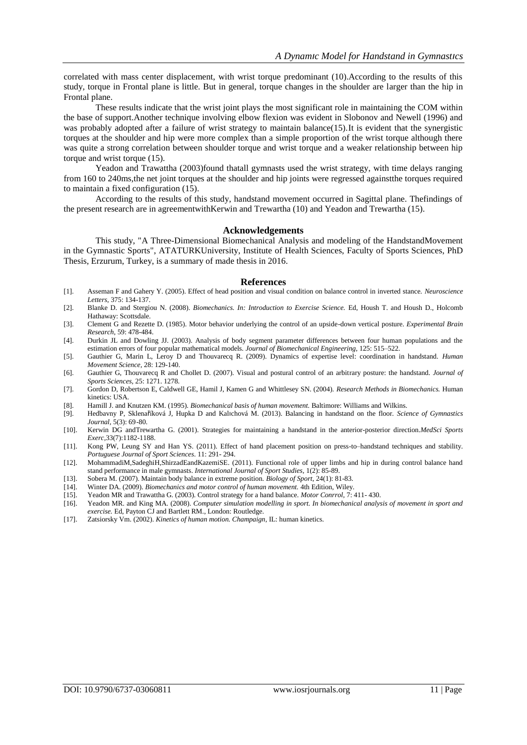correlated with mass center displacement, with wrist torque predominant (10).According to the results of this study, torque in Frontal plane is little. But in general, torque changes in the shoulder are larger than the hip in Frontal plane.

These results indicate that the wrist joint plays the most significant role in maintaining the COM within the base of support.Another technique involving elbow flexion was evident in Slobonov and Newell (1996) and was probably adopted after a failure of wrist strategy to maintain balance(15).It is evident that the synergistic torques at the shoulder and hip were more complex than a simple proportion of the wrist torque although there was quite a strong correlation between shoulder torque and wrist torque and a weaker relationship between hip torque and wrist torque (15).

Yeadon and Trawattha (2003)found thatall gymnasts used the wrist strategy, with time delays ranging from 160 to 240ms,the net joint torques at the shoulder and hip joints were regressed againstthe torques required to maintain a fixed configuration (15).

According to the results of this study, handstand movement occurred in Sagittal plane. Thefindings of the present research are in agreementwithKerwin and Trewartha (10) and Yeadon and Trewartha (15).

## Acknowledgements

This study, "A Three-Dimensional Biomechanical Analysis and modeling of the HandstandMovement in the Gymnastic Sports", ATATURKUniversity, Institute of Health Sciences, Faculty of Sports Sciences, PhD Thesis, Erzurum, Turkey, is a summary of made thesis in 2016.

## References

[1]. Asseman F and Gahery Y. (2005). Effect of head position and visual condition on balance control in inverted stance. *Neuroscience Letters*, 375: 134-137.

[2]. Blanke D. and Stergiou N. (2008). *Biomechanics. In: Introduction to Exercise Science.* Ed, Housh T. and Housh D., Holcomb Hathaway: Scottsdale.

[3]. Clement G and Rezette D. (1985). Motor behavior underlying the control of an upside-down vertical posture. *Experimental Brain Research*, 59: 478-484.

[4]. Durkin JL and Dowling JJ. (2003). Analysis of body segment parameter differences between four human populations and the estimation errors of four popular mathematical models. *Journal of Biomechanical Engineering*, 125: 515–522.

[5]. Gauthier G, Marin L, Leroy D and Thouvarecq R. (2009). Dynamics of expertise level: coordination in handstand. *Human Movement Science*, 28: 129-140.

[6]. Gauthier G, Thouvarecq R and Chollet D. (2007). Visual and postural control of an arbitrary posture: the handstand. *Journal of Sports Sciences*, 25: 1271. 1278.

[7]. Gordon D, Robertson E, Caldwell GE, Hamil J, Kamen G and Whittlesey SN. (2004). *Research Methods in Biomechanics.* Human kinetics: USA.

[8]. Hamill J. and Knutzen KM. (1995). *Biomechanical basis of human movement.* Baltimore: Williams and Wilkins.

[9]. Hedbavny P, Sklenaříková J, Hupka D and Kalıchová M. (2013). Balancing in handstand on the floor. *Science of Gymnastics Journal*, 5(3): 69-80.

[10]. Kerwin DG andTrewartha G. (2001). Strategies for maintaining a handstand in the anterior-posterior direction.*MedSci Sports Exerc*,33(7):1182-1188.

[11]. Kong PW, Leung SY and Han YS. (2011). Effect of hand placement position on press-to–handstand techniques and stability. *Portuguese Journal of Sport Sciences*. 11: 291- 294.

[12]. MohammadiM,SadeghiH,ShirzadEandKazemiSE. (2011). Functional role of upper limbs and hip in during control balance hand stand performance in male gymnasts. *International Journal of Sport Studies*, 1(2): 85-89.

[13]. Sobera M. (2007). Maintain body balance in extreme position. *Biology of Sport*, 24(1): 81-83.

[14]. Winter DA. (2009). *Biomechanics and motor control of human movement.* 4th Edition, Wiley.

[15]. Yeadon MR and Trawattha G. (2003). Control strategy for a hand balance. *Motor Conrrol*, 7: 411- 430.

[16]. Yeadon MR. and King MA. (2008). *Computer simulation modelling in sport. In biomechanical analysis of movement in sport and exercise.* Ed, Payton CJ and Bartlett RM., London: Routledge.

[17]. Zatsiorsky Vm. (2002). *Kinetics of human motion. Champaign*, IL: human kinetics.